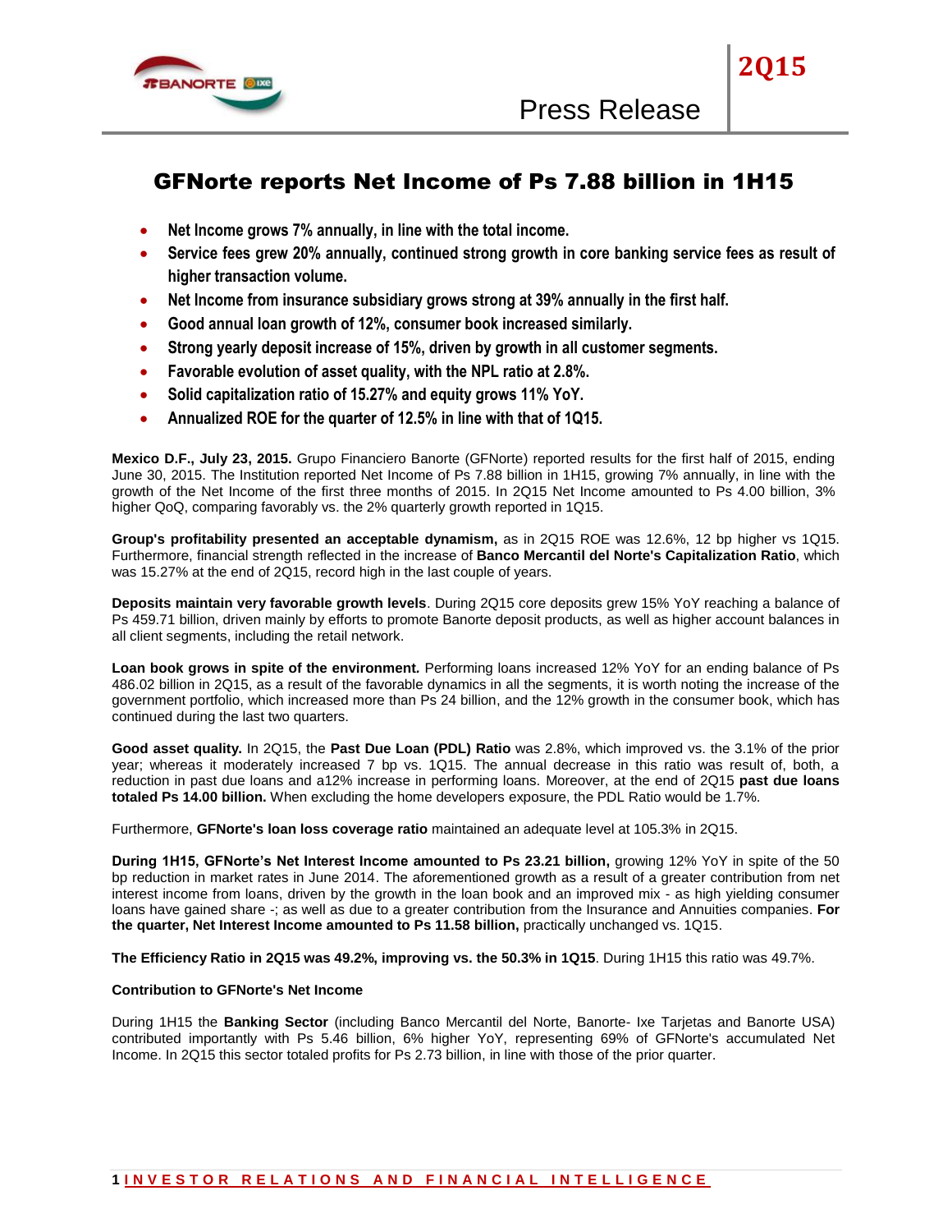# GFNorte reports Net Income of Ps 7.88 billion in 1H15

- **Net Income grows 7% annually, in line with the total income.**
- **Service fees grew 20% annually, continued strong growth in core banking service fees as result of higher transaction volume.**
- **Net Income from insurance subsidiary grows strong at 39% annually in the first half.**
- **Good annual loan growth of 12%, consumer book increased similarly.**
- **Strong yearly deposit increase of 15%, driven by growth in all customer segments.**
- **Favorable evolution of asset quality, with the NPL ratio at 2.8%.**
- **Solid capitalization ratio of 15.27% and equity grows 11% YoY.**
- **Annualized ROE for the quarter of 12.5% in line with that of 1Q15.**

**Mexico D.F., July 23, 2015.** Grupo Financiero Banorte (GFNorte) reported results for the first half of 2015, ending June 30, 2015. The Institution reported Net Income of Ps 7.88 billion in 1H15, growing 7% annually, in line with the growth of the Net Income of the first three months of 2015. In 2Q15 Net Income amounted to Ps 4.00 billion, 3% higher QoQ, comparing favorably vs. the 2% quarterly growth reported in 1Q15.

**Group's profitability presented an acceptable dynamism,** as in 2Q15 ROE was 12.6%, 12 bp higher vs 1Q15. Furthermore, financial strength reflected in the increase of **Banco Mercantil del Norte's Capitalization Ratio**, which was 15.27% at the end of 2Q15, record high in the last couple of years.

**Deposits maintain very favorable growth levels**. During 2Q15 core deposits grew 15% YoY reaching a balance of Ps 459.71 billion, driven mainly by efforts to promote Banorte deposit products, as well as higher account balances in all client segments, including the retail network.

**Loan book grows in spite of the environment.** Performing loans increased 12% YoY for an ending balance of Ps 486.02 billion in 2Q15, as a result of the favorable dynamics in all the segments, it is worth noting the increase of the government portfolio, which increased more than Ps 24 billion, and the 12% growth in the consumer book, which has continued during the last two quarters.

**Good asset quality.** In 2Q15, the **Past Due Loan (PDL) Ratio** was 2.8%, which improved vs. the 3.1% of the prior year; whereas it moderately increased 7 bp vs. 1Q15. The annual decrease in this ratio was result of, both, a reduction in past due loans and a12% increase in performing loans. Moreover, at the end of 2Q15 **past due loans totaled Ps 14.00 billion.** When excluding the home developers exposure, the PDL Ratio would be 1.7%.

Furthermore, **GFNorte's loan loss coverage ratio** maintained an adequate level at 105.3% in 2Q15.

**During 1H15, GFNorte's Net Interest Income amounted to Ps 23.21 billion,** growing 12% YoY in spite of the 50 bp reduction in market rates in June 2014. The aforementioned growth as a result of a greater contribution from net interest income from loans, driven by the growth in the loan book and an improved mix - as high yielding consumer loans have gained share -; as well as due to a greater contribution from the Insurance and Annuities companies. **For the quarter, Net Interest Income amounted to Ps 11.58 billion,** practically unchanged vs. 1Q15.

**The Efficiency Ratio in 2Q15 was 49.2%, improving vs. the 50.3% in 1Q15**. During 1H15 this ratio was 49.7%.

**Contribution to GFNorte's Net Income**

During 1H15 the **Banking Sector** (including Banco Mercantil del Norte, Banorte- Ixe Tarjetas and Banorte USA) contributed importantly with Ps 5.46 billion, 6% higher YoY, representing 69% of GFNorte's accumulated Net Income. In 2Q15 this sector totaled profits for Ps 2.73 billion, in line with those of the prior quarter.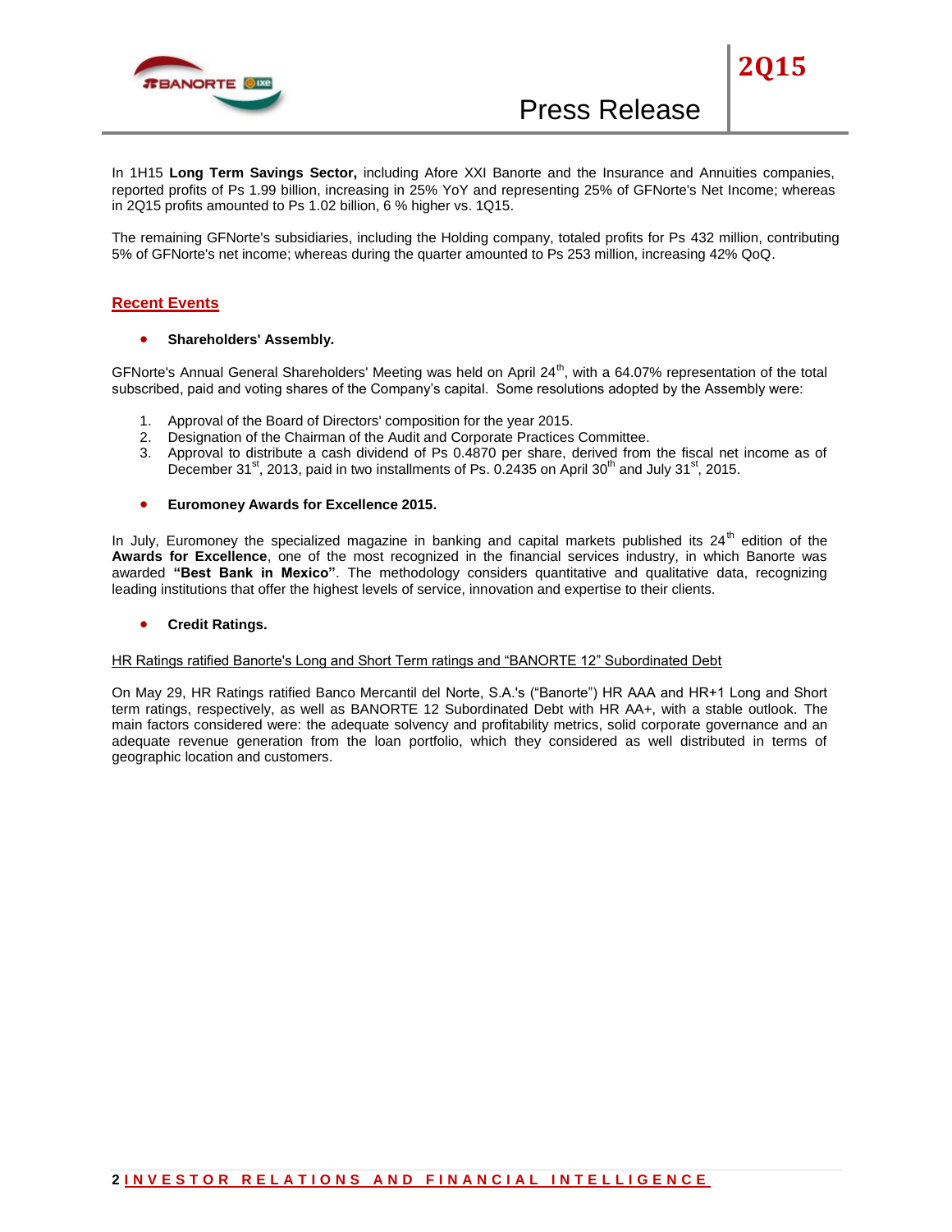In 1H15 **Long Term Savings Sector,** including Afore XXI Banorte and the Insurance and Annuities companies, reported profits of Ps 1.99 billion, increasing in 25% YoY and representing 25% of GFNorte's Net Income; whereas in 2Q15 profits amounted to Ps 1.02 billion, 6 % higher vs. 1Q15.

The remaining GFNorte's subsidiaries, including the Holding company, totaled profits for Ps 432 million, contributing 5% of GFNorte's net income; whereas during the quarter amounted to Ps 253 million, increasing 42% QoQ.

## Recent Events

- **Shareholders' Assembly.**

GFNorte's Annual General Shareholders' Meeting was held on April 24th, with a 64.07% representation of the total subscribed, paid and voting shares of the Company's capital. Some resolutions adopted by the Assembly were:

1. Approval of the Board of Directors' composition for the year 2015.
2. Designation of the Chairman of the Audit and Corporate Practices Committee.
3. Approval to distribute a cash dividend of Ps 0.4870 per share, derived from the fiscal net income as of December 31st, 2013, paid in two installments of Ps. 0.2435 on April 30th and July 31st, 2015.

- **Euromoney Awards for Excellence 2015.**

In July, Euromoney the specialized magazine in banking and capital markets published its 24th edition of the **Awards for Excellence**, one of the most recognized in the financial services industry, in which Banorte was awarded **"Best Bank in Mexico"**. The methodology considers quantitative and qualitative data, recognizing leading institutions that offer the highest levels of service, innovation and expertise to their clients.

- **Credit Ratings.**

HR Ratings ratified Banorte's Long and Short Term ratings and "BANORTE 12" Subordinated Debt

On May 29, HR Ratings ratified Banco Mercantil del Norte, S.A.'s ("Banorte") HR AAA and HR+1 Long and Short term ratings, respectively, as well as BANORTE 12 Subordinated Debt with HR AA+, with a stable outlook. The main factors considered were: the adequate solvency and profitability metrics, solid corporate governance and an adequate revenue generation from the loan portfolio, which they considered as well distributed in terms of geographic location and customers.